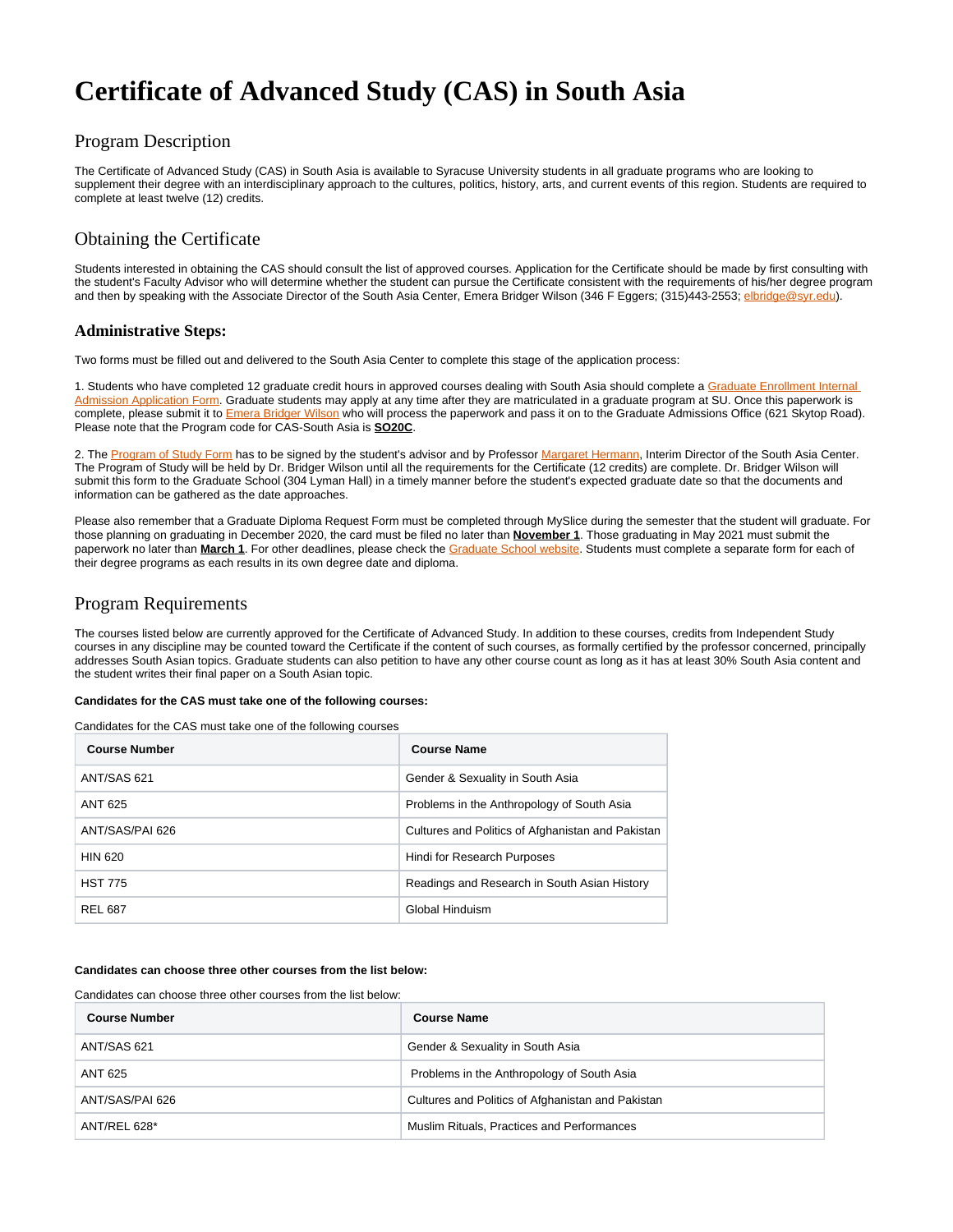# Certificate of Advanced Study (CAS) in South Asia

## Program Description

The Certificate of Advanced Study (CAS) in South Asia is available to Syracuse University students in all graduate programs who are looking to supplement their degree with an interdisciplinary approach to the cultures, politics, history, arts, and current events of this region. Students are required to complete at least twelve (12) credits.

## Obtaining the Certificate

Students interested in obtaining the CAS should consult the list of approved courses. Application for the Certificate should be made by first consulting with the student's Faculty Advisor who will determine whether the student can pursue the Certificate consistent with the requirements of his/her degree program and then by speaking with the Associate Director of the South Asia Center, Emera Bridger Wilson (346 F Eggers; (315)443-2553; elbridge@syr.edu).

### Administrative Steps:

Two forms must be filled out and delivered to the South Asia Center to complete this stage of the application process:

1. Students who have completed 12 graduate credit hours in approved courses dealing with South Asia should complete a Graduate Enrollment Internal Admission Application Form. Graduate students may apply at any time after they are matriculated in a graduate program at SU. Once this paperwork is complete, please submit it to Emera Bridger Wilson who will process the paperwork and pass it on to the Graduate Admissions Office (621 Skytop Road). Please note that the Program code for CAS-South Asia is **SO20C**.

2. The Program of Study Form has to be signed by the student's advisor and by Professor Margaret Hermann, Interim Director of the South Asia Center. The Program of Study will be held by Dr. Bridger Wilson until all the requirements for the Certificate (12 credits) are complete. Dr. Bridger Wilson will submit this form to the Graduate School (304 Lyman Hall) in a timely manner before the student's expected graduate date so that the documents and information can be gathered as the date approaches.

Please also remember that a Graduate Diploma Request Form must be completed through MySlice during the semester that the student will graduate. For those planning on graduating in December 2020, the card must be filed no later than **November 1**. Those graduating in May 2021 must submit the paperwork no later than **March 1**. For other deadlines, please check the Graduate School website. Students must complete a separate form for each of their degree programs as each results in its own degree date and diploma.

## Program Requirements

The courses listed below are currently approved for the Certificate of Advanced Study. In addition to these courses, credits from Independent Study courses in any discipline may be counted toward the Certificate if the content of such courses, as formally certified by the professor concerned, principally addresses South Asian topics. Graduate students can also petition to have any other course count as long as it has at least 30% South Asia content and the student writes their final paper on a South Asian topic.

**Candidates for the CAS must take one of the following courses:**

Candidates for the CAS must take one of the following courses

| Course Number | Course Name |
|---|---|
| ANT/SAS 621 | Gender & Sexuality in South Asia |
| ANT 625 | Problems in the Anthropology of South Asia |
| ANT/SAS/PAI 626 | Cultures and Politics of Afghanistan and Pakistan |
| HIN 620 | Hindi for Research Purposes |
| HST 775 | Readings and Research in South Asian History |
| REL 687 | Global Hinduism |

**Candidates can choose three other courses from the list below:**

Candidates can choose three other courses from the list below:

| Course Number | Course Name |
|---|---|
| ANT/SAS 621 | Gender & Sexuality in South Asia |
| ANT 625 | Problems in the Anthropology of South Asia |
| ANT/SAS/PAI 626 | Cultures and Politics of Afghanistan and Pakistan |
| ANT/REL 628* | Muslim Rituals, Practices and Performances |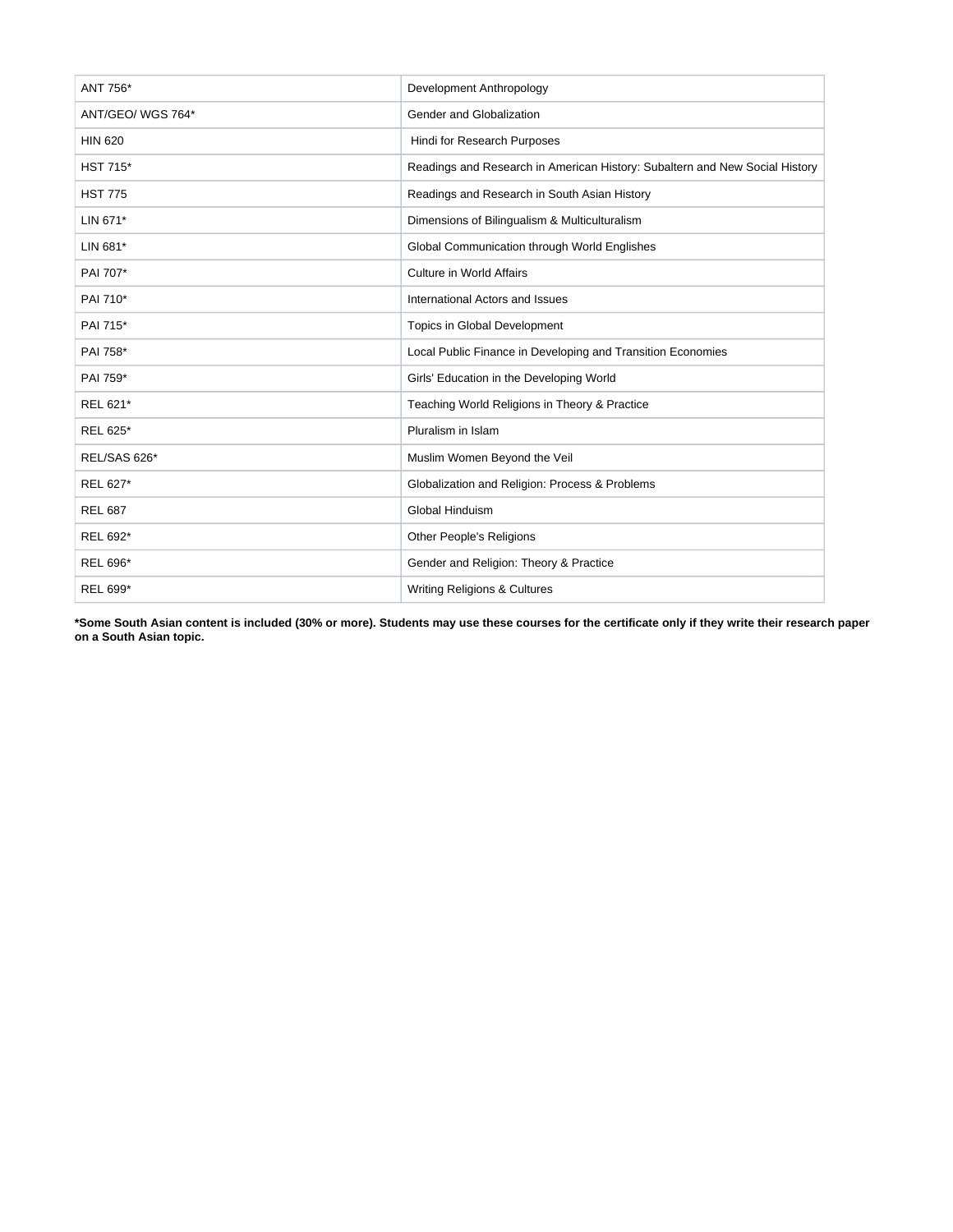| | |
|---|---|
| ANT 756* | Development Anthropology |
| ANT/GEO/ WGS 764* | Gender and Globalization |
| HIN 620 | Hindi for Research Purposes |
| HST 715* | Readings and Research in American History: Subaltern and New Social History |
| HST 775 | Readings and Research in South Asian History |
| LIN 671* | Dimensions of Bilingualism & Multiculturalism |
| LIN 681* | Global Communication through World Englishes |
| PAI 707* | Culture in World Affairs |
| PAI 710* | International Actors and Issues |
| PAI 715* | Topics in Global Development |
| PAI 758* | Local Public Finance in Developing and Transition Economies |
| PAI 759* | Girls' Education in the Developing World |
| REL 621* | Teaching World Religions in Theory & Practice |
| REL 625* | Pluralism in Islam |
| REL/SAS 626* | Muslim Women Beyond the Veil |
| REL 627* | Globalization and Religion: Process & Problems |
| REL 687 | Global Hinduism |
| REL 692* | Other People's Religions |
| REL 696* | Gender and Religion: Theory & Practice |
| REL 699* | Writing Religions & Cultures |

**\*Some South Asian content is included (30% or more). Students may use these courses for the certificate only if they write their research paper on a South Asian topic.**